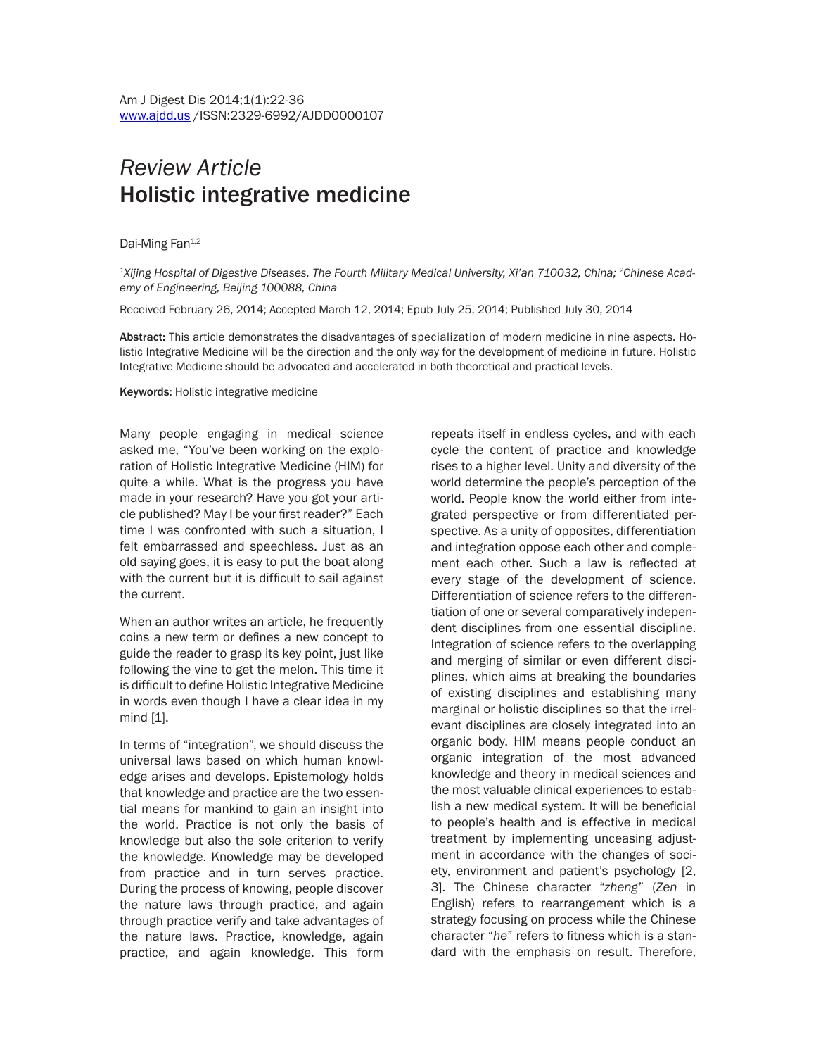*Review Article*

# Holistic integrative medicine

Dai-Ming Fan[1,2]

[1]*Xijing Hospital of Digestive Diseases, The Fourth Military Medical University, Xi'an 710032, China;* [2]*Chinese Academy of Engineering, Beijing 100088, China*

Received February 26, 2014; Accepted March 12, 2014; Epub July 25, 2014; Published July 30, 2014

**Abstract:** This article demonstrates the disadvantages of specialization of modern medicine in nine aspects. Holistic Integrative Medicine will be the direction and the only way for the development of medicine in future. Holistic Integrative Medicine should be advocated and accelerated in both theoretical and practical levels.

**Keywords:** Holistic integrative medicine

Many people engaging in medical science asked me, "You've been working on the exploration of Holistic Integrative Medicine (HIM) for quite a while. What is the progress you have made in your research? Have you got your article published? May I be your first reader?" Each time I was confronted with such a situation, I felt embarrassed and speechless. Just as an old saying goes, it is easy to put the boat along with the current but it is difficult to sail against the current.

When an author writes an article, he frequently coins a new term or defines a new concept to guide the reader to grasp its key point, just like following the vine to get the melon. This time it is difficult to define Holistic Integrative Medicine in words even though I have a clear idea in my mind [1].

In terms of "integration", we should discuss the universal laws based on which human knowledge arises and develops. Epistemology holds that knowledge and practice are the two essential means for mankind to gain an insight into the world. Practice is not only the basis of knowledge but also the sole criterion to verify the knowledge. Knowledge may be developed from practice and in turn serves practice. During the process of knowing, people discover the nature laws through practice, and again through practice verify and take advantages of the nature laws. Practice, knowledge, again practice, and again knowledge. This form repeats itself in endless cycles, and with each cycle the content of practice and knowledge rises to a higher level. Unity and diversity of the world determine the people's perception of the world. People know the world either from integrated perspective or from differentiated perspective. As a unity of opposites, differentiation and integration oppose each other and complement each other. Such a law is reflected at every stage of the development of science. Differentiation of science refers to the differentiation of one or several comparatively independent disciplines from one essential discipline. Integration of science refers to the overlapping and merging of similar or even different disciplines, which aims at breaking the boundaries of existing disciplines and establishing many marginal or holistic disciplines so that the irrelevant disciplines are closely integrated into an organic body. HIM means people conduct an organic integration of the most advanced knowledge and theory in medical sciences and the most valuable clinical experiences to establish a new medical system. It will be beneficial to people's health and is effective in medical treatment by implementing unceasing adjustment in accordance with the changes of society, environment and patient's psychology [2, 3]. The Chinese character "*zheng*" (*Zen* in English) refers to rearrangement which is a strategy focusing on process while the Chinese character "*he*" refers to fitness which is a standard with the emphasis on result. Therefore,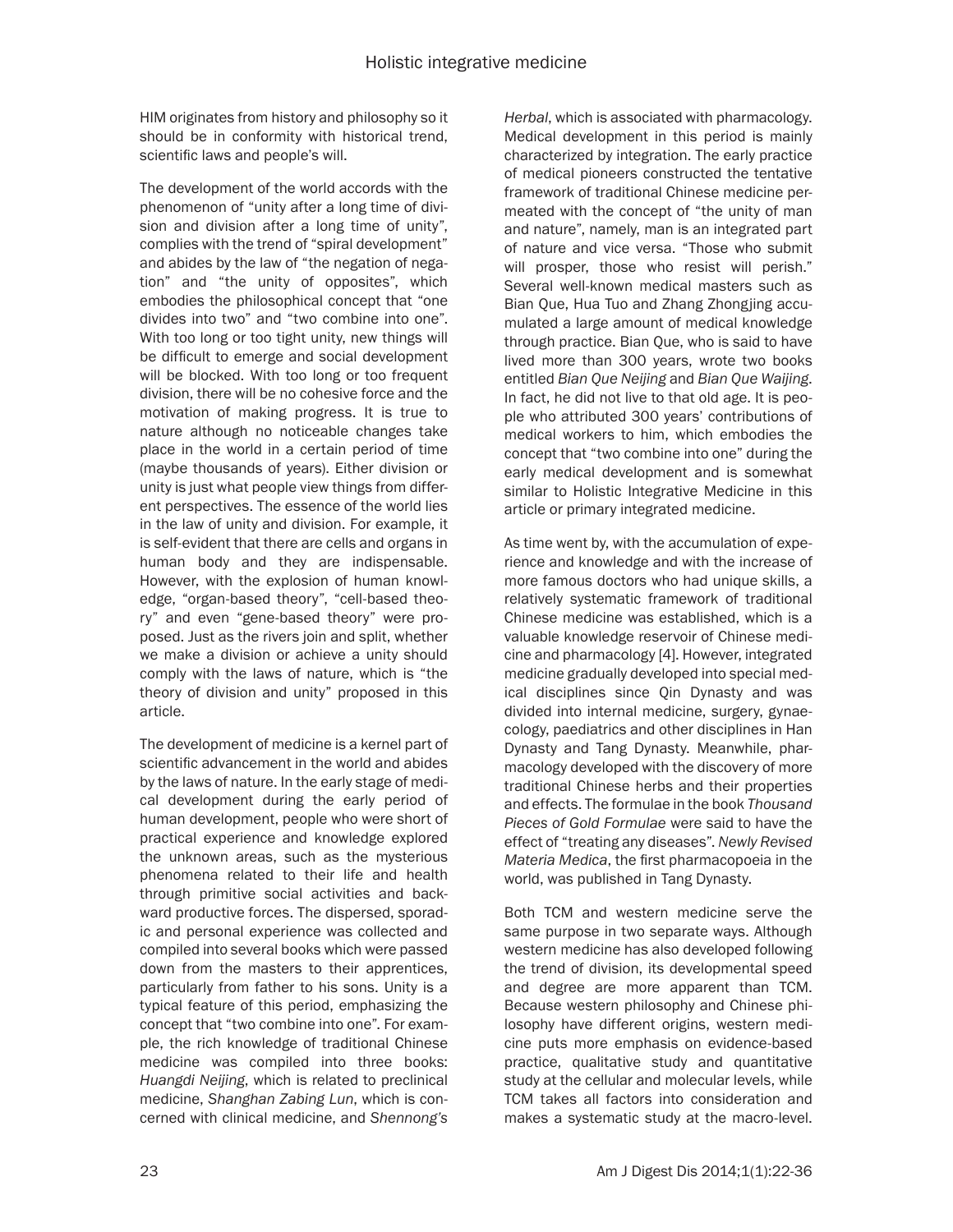HIM originates from history and philosophy so it should be in conformity with historical trend, scientific laws and people's will.

The development of the world accords with the phenomenon of "unity after a long time of division and division after a long time of unity", complies with the trend of "spiral development" and abides by the law of "the negation of negation" and "the unity of opposites", which embodies the philosophical concept that "one divides into two" and "two combine into one". With too long or too tight unity, new things will be difficult to emerge and social development will be blocked. With too long or too frequent division, there will be no cohesive force and the motivation of making progress. It is true to nature although no noticeable changes take place in the world in a certain period of time (maybe thousands of years). Either division or unity is just what people view things from different perspectives. The essence of the world lies in the law of unity and division. For example, it is self-evident that there are cells and organs in human body and they are indispensable. However, with the explosion of human knowledge, "organ-based theory", "cell-based theory" and even "gene-based theory" were proposed. Just as the rivers join and split, whether we make a division or achieve a unity should comply with the laws of nature, which is "the theory of division and unity" proposed in this article.

The development of medicine is a kernel part of scientific advancement in the world and abides by the laws of nature. In the early stage of medical development during the early period of human development, people who were short of practical experience and knowledge explored the unknown areas, such as the mysterious phenomena related to their life and health through primitive social activities and backward productive forces. The dispersed, sporadic and personal experience was collected and compiled into several books which were passed down from the masters to their apprentices, particularly from father to his sons. Unity is a typical feature of this period, emphasizing the concept that "two combine into one". For example, the rich knowledge of traditional Chinese medicine was compiled into three books: *Huangdi Neijing*, which is related to preclinical medicine, *Shanghan Zabing Lun*, which is concerned with clinical medicine, and *Shennong's Herbal*, which is associated with pharmacology. Medical development in this period is mainly characterized by integration. The early practice of medical pioneers constructed the tentative framework of traditional Chinese medicine permeated with the concept of "the unity of man and nature", namely, man is an integrated part of nature and vice versa. "Those who submit will prosper, those who resist will perish." Several well-known medical masters such as Bian Que, Hua Tuo and Zhang Zhongjing accumulated a large amount of medical knowledge through practice. Bian Que, who is said to have lived more than 300 years, wrote two books entitled *Bian Que Neijing* and *Bian Que Waijing*. In fact, he did not live to that old age. It is people who attributed 300 years' contributions of medical workers to him, which embodies the concept that "two combine into one" during the early medical development and is somewhat similar to Holistic Integrative Medicine in this article or primary integrated medicine.

As time went by, with the accumulation of experience and knowledge and with the increase of more famous doctors who had unique skills, a relatively systematic framework of traditional Chinese medicine was established, which is a valuable knowledge reservoir of Chinese medicine and pharmacology [4]. However, integrated medicine gradually developed into special medical disciplines since Qin Dynasty and was divided into internal medicine, surgery, gynaecology, paediatrics and other disciplines in Han Dynasty and Tang Dynasty. Meanwhile, pharmacology developed with the discovery of more traditional Chinese herbs and their properties and effects. The formulae in the book *Thousand Pieces of Gold Formulae* were said to have the effect of "treating any diseases". *Newly Revised Materia Medica*, the first pharmacopoeia in the world, was published in Tang Dynasty.

Both TCM and western medicine serve the same purpose in two separate ways. Although western medicine has also developed following the trend of division, its developmental speed and degree are more apparent than TCM. Because western philosophy and Chinese philosophy have different origins, western medicine puts more emphasis on evidence-based practice, qualitative study and quantitative study at the cellular and molecular levels, while TCM takes all factors into consideration and makes a systematic study at the macro-level.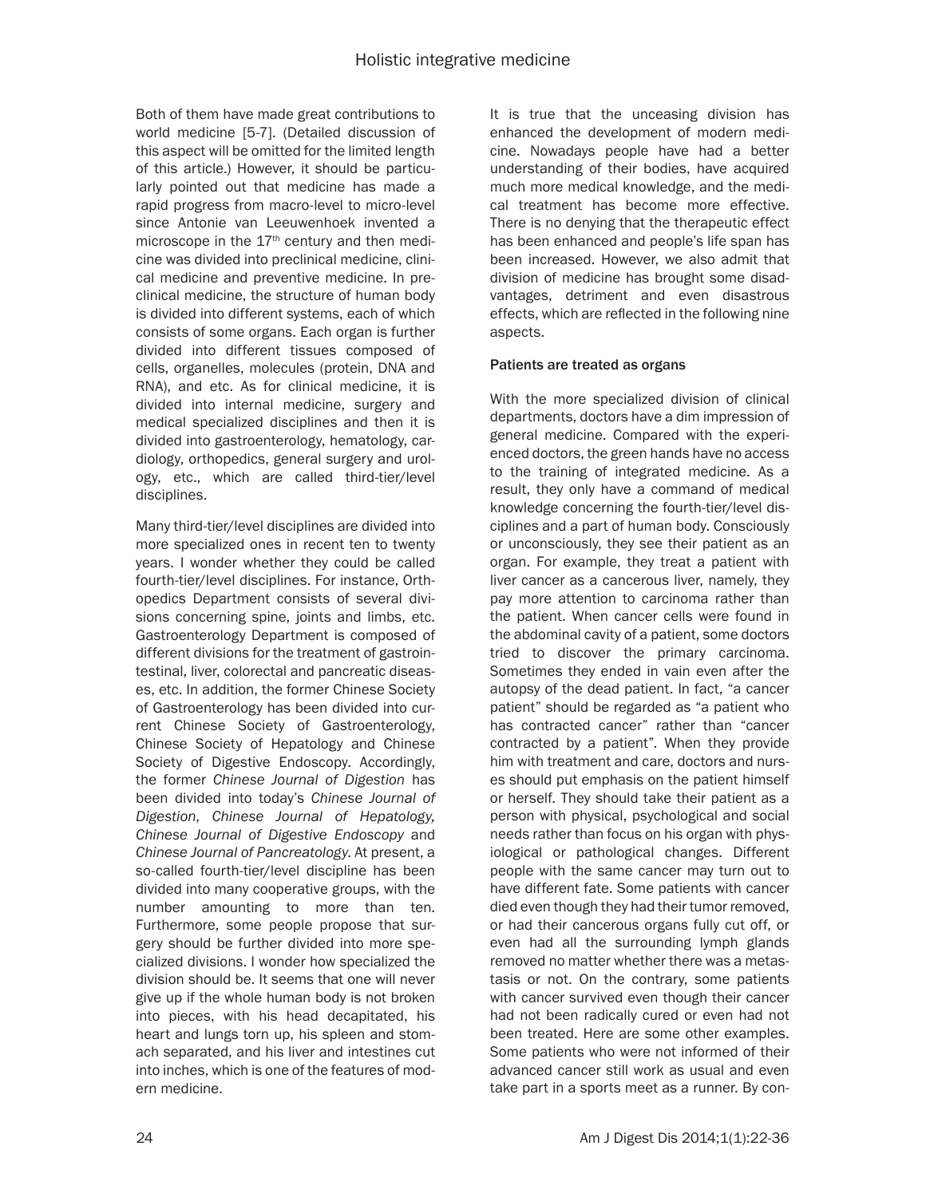Both of them have made great contributions to world medicine [5-7]. (Detailed discussion of this aspect will be omitted for the limited length of this article.) However, it should be particularly pointed out that medicine has made a rapid progress from macro-level to micro-level since Antonie van Leeuwenhoek invented a microscope in the 17th century and then medicine was divided into preclinical medicine, clinical medicine and preventive medicine. In preclinical medicine, the structure of human body is divided into different systems, each of which consists of some organs. Each organ is further divided into different tissues composed of cells, organelles, molecules (protein, DNA and RNA), and etc. As for clinical medicine, it is divided into internal medicine, surgery and medical specialized disciplines and then it is divided into gastroenterology, hematology, cardiology, orthopedics, general surgery and urology, etc., which are called third-tier/level disciplines.

Many third-tier/level disciplines are divided into more specialized ones in recent ten to twenty years. I wonder whether they could be called fourth-tier/level disciplines. For instance, Orthopedics Department consists of several divisions concerning spine, joints and limbs, etc. Gastroenterology Department is composed of different divisions for the treatment of gastrointestinal, liver, colorectal and pancreatic diseases, etc. In addition, the former Chinese Society of Gastroenterology has been divided into current Chinese Society of Gastroenterology, Chinese Society of Hepatology and Chinese Society of Digestive Endoscopy. Accordingly, the former *Chinese Journal of Digestion* has been divided into today's *Chinese Journal of Digestion*, *Chinese Journal of Hepatology, Chinese Journal of Digestive Endoscopy* and *Chinese Journal of Pancreatology*. At present, a so-called fourth-tier/level discipline has been divided into many cooperative groups, with the number amounting to more than ten. Furthermore, some people propose that surgery should be further divided into more specialized divisions. I wonder how specialized the division should be. It seems that one will never give up if the whole human body is not broken into pieces, with his head decapitated, his heart and lungs torn up, his spleen and stomach separated, and his liver and intestines cut into inches, which is one of the features of modern medicine.

It is true that the unceasing division has enhanced the development of modern medicine. Nowadays people have had a better understanding of their bodies, have acquired much more medical knowledge, and the medical treatment has become more effective. There is no denying that the therapeutic effect has been enhanced and people's life span has been increased. However, we also admit that division of medicine has brought some disadvantages, detriment and even disastrous effects, which are reflected in the following nine aspects.

#### Patients are treated as organs

With the more specialized division of clinical departments, doctors have a dim impression of general medicine. Compared with the experienced doctors, the green hands have no access to the training of integrated medicine. As a result, they only have a command of medical knowledge concerning the fourth-tier/level disciplines and a part of human body. Consciously or unconsciously, they see their patient as an organ. For example, they treat a patient with liver cancer as a cancerous liver, namely, they pay more attention to carcinoma rather than the patient. When cancer cells were found in the abdominal cavity of a patient, some doctors tried to discover the primary carcinoma. Sometimes they ended in vain even after the autopsy of the dead patient. In fact, "a cancer patient" should be regarded as "a patient who has contracted cancer" rather than "cancer contracted by a patient". When they provide him with treatment and care, doctors and nurses should put emphasis on the patient himself or herself. They should take their patient as a person with physical, psychological and social needs rather than focus on his organ with physiological or pathological changes. Different people with the same cancer may turn out to have different fate. Some patients with cancer died even though they had their tumor removed, or had their cancerous organs fully cut off, or even had all the surrounding lymph glands removed no matter whether there was a metastasis or not. On the contrary, some patients with cancer survived even though their cancer had not been radically cured or even had not been treated. Here are some other examples. Some patients who were not informed of their advanced cancer still work as usual and even take part in a sports meet as a runner. By con-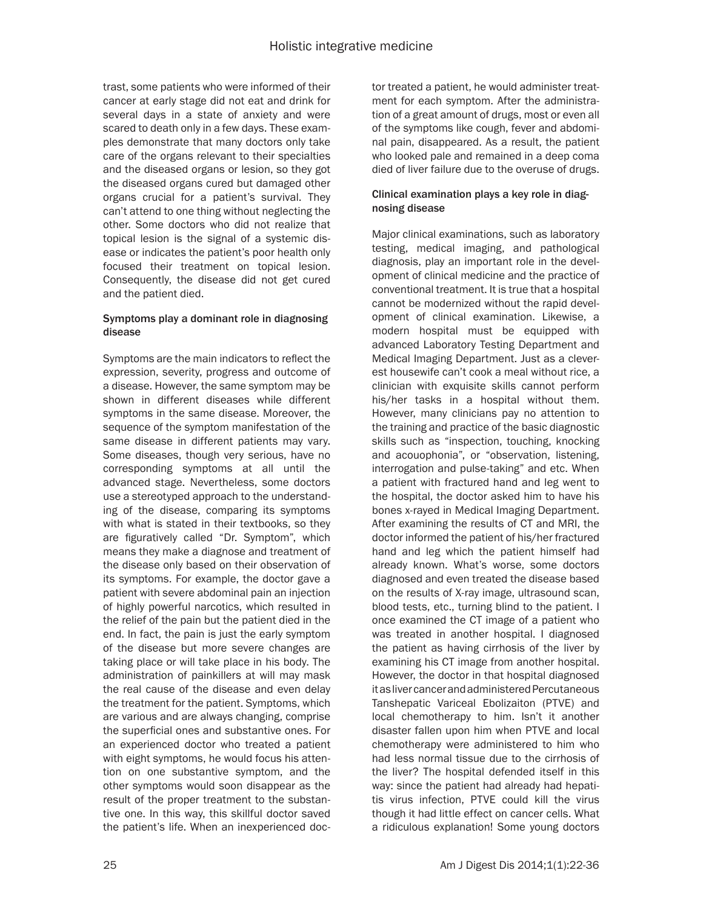trast, some patients who were informed of their cancer at early stage did not eat and drink for several days in a state of anxiety and were scared to death only in a few days. These examples demonstrate that many doctors only take care of the organs relevant to their specialties and the diseased organs or lesion, so they got the diseased organs cured but damaged other organs crucial for a patient's survival. They can't attend to one thing without neglecting the other. Some doctors who did not realize that topical lesion is the signal of a systemic disease or indicates the patient's poor health only focused their treatment on topical lesion. Consequently, the disease did not get cured and the patient died.

### Symptoms play a dominant role in diagnosing disease

Symptoms are the main indicators to reflect the expression, severity, progress and outcome of a disease. However, the same symptom may be shown in different diseases while different symptoms in the same disease. Moreover, the sequence of the symptom manifestation of the same disease in different patients may vary. Some diseases, though very serious, have no corresponding symptoms at all until the advanced stage. Nevertheless, some doctors use a stereotyped approach to the understanding of the disease, comparing its symptoms with what is stated in their textbooks, so they are figuratively called "Dr. Symptom", which means they make a diagnose and treatment of the disease only based on their observation of its symptoms. For example, the doctor gave a patient with severe abdominal pain an injection of highly powerful narcotics, which resulted in the relief of the pain but the patient died in the end. In fact, the pain is just the early symptom of the disease but more severe changes are taking place or will take place in his body. The administration of painkillers at will may mask the real cause of the disease and even delay the treatment for the patient. Symptoms, which are various and are always changing, comprise the superficial ones and substantive ones. For an experienced doctor who treated a patient with eight symptoms, he would focus his attention on one substantive symptom, and the other symptoms would soon disappear as the result of the proper treatment to the substantive one. In this way, this skillful doctor saved the patient's life. When an inexperienced doctor treated a patient, he would administer treatment for each symptom. After the administration of a great amount of drugs, most or even all of the symptoms like cough, fever and abdominal pain, disappeared. As a result, the patient who looked pale and remained in a deep coma died of liver failure due to the overuse of drugs.

### Clinical examination plays a key role in diagnosing disease

Major clinical examinations, such as laboratory testing, medical imaging, and pathological diagnosis, play an important role in the development of clinical medicine and the practice of conventional treatment. It is true that a hospital cannot be modernized without the rapid development of clinical examination. Likewise, a modern hospital must be equipped with advanced Laboratory Testing Department and Medical Imaging Department. Just as a cleverest housewife can't cook a meal without rice, a clinician with exquisite skills cannot perform his/her tasks in a hospital without them. However, many clinicians pay no attention to the training and practice of the basic diagnostic skills such as "inspection, touching, knocking and acouophonia", or "observation, listening, interrogation and pulse-taking" and etc. When a patient with fractured hand and leg went to the hospital, the doctor asked him to have his bones x-rayed in Medical Imaging Department. After examining the results of CT and MRI, the doctor informed the patient of his/her fractured hand and leg which the patient himself had already known. What's worse, some doctors diagnosed and even treated the disease based on the results of X-ray image, ultrasound scan, blood tests, etc., turning blind to the patient. I once examined the CT image of a patient who was treated in another hospital. I diagnosed the patient as having cirrhosis of the liver by examining his CT image from another hospital. However, the doctor in that hospital diagnosed it as liver cancer and administered Percutaneous Tanshepatic Variceal Ebolizaiton (PTVE) and local chemotherapy to him. Isn't it another disaster fallen upon him when PTVE and local chemotherapy were administered to him who had less normal tissue due to the cirrhosis of the liver? The hospital defended itself in this way: since the patient had already had hepatitis virus infection, PTVE could kill the virus though it had little effect on cancer cells. What a ridiculous explanation! Some young doctors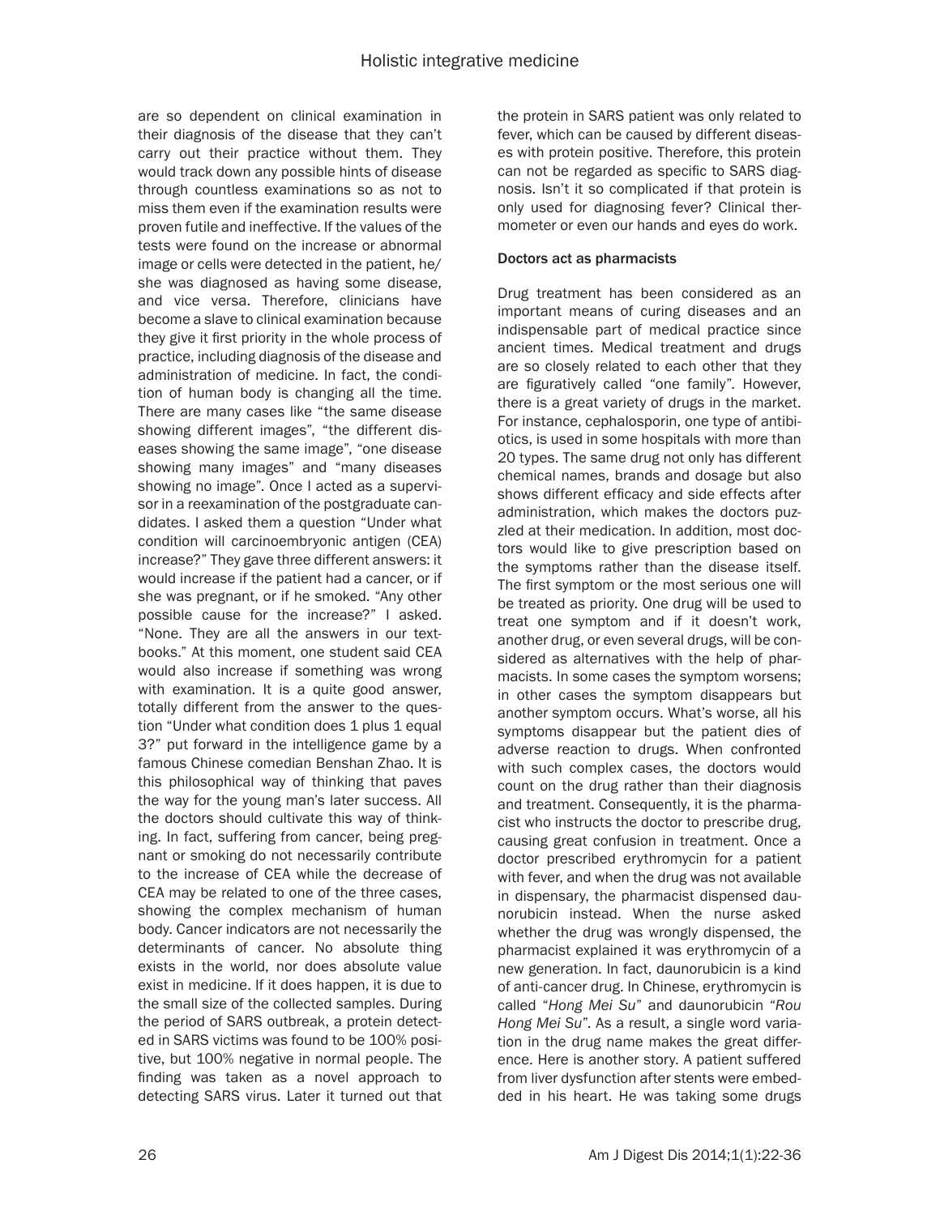are so dependent on clinical examination in their diagnosis of the disease that they can't carry out their practice without them. They would track down any possible hints of disease through countless examinations so as not to miss them even if the examination results were proven futile and ineffective. If the values of the tests were found on the increase or abnormal image or cells were detected in the patient, he/she was diagnosed as having some disease, and vice versa. Therefore, clinicians have become a slave to clinical examination because they give it first priority in the whole process of practice, including diagnosis of the disease and administration of medicine. In fact, the condition of human body is changing all the time. There are many cases like "the same disease showing different images", "the different diseases showing the same image", "one disease showing many images" and "many diseases showing no image". Once I acted as a supervisor in a reexamination of the postgraduate candidates. I asked them a question "Under what condition will carcinoembryonic antigen (CEA) increase?" They gave three different answers: it would increase if the patient had a cancer, or if she was pregnant, or if he smoked. "Any other possible cause for the increase?" I asked. "None. They are all the answers in our textbooks." At this moment, one student said CEA would also increase if something was wrong with examination. It is a quite good answer, totally different from the answer to the question "Under what condition does 1 plus 1 equal 3?" put forward in the intelligence game by a famous Chinese comedian Benshan Zhao. It is this philosophical way of thinking that paves the way for the young man's later success. All the doctors should cultivate this way of thinking. In fact, suffering from cancer, being pregnant or smoking do not necessarily contribute to the increase of CEA while the decrease of CEA may be related to one of the three cases, showing the complex mechanism of human body. Cancer indicators are not necessarily the determinants of cancer. No absolute thing exists in the world, nor does absolute value exist in medicine. If it does happen, it is due to the small size of the collected samples. During the period of SARS outbreak, a protein detected in SARS victims was found to be 100% positive, but 100% negative in normal people. The finding was taken as a novel approach to detecting SARS virus. Later it turned out that the protein in SARS patient was only related to fever, which can be caused by different diseases with protein positive. Therefore, this protein can not be regarded as specific to SARS diagnosis. Isn't it so complicated if that protein is only used for diagnosing fever? Clinical thermometer or even our hands and eyes do work.

#### Doctors act as pharmacists

Drug treatment has been considered as an important means of curing diseases and an indispensable part of medical practice since ancient times. Medical treatment and drugs are so closely related to each other that they are figuratively called "one family". However, there is a great variety of drugs in the market. For instance, cephalosporin, one type of antibiotics, is used in some hospitals with more than 20 types. The same drug not only has different chemical names, brands and dosage but also shows different efficacy and side effects after administration, which makes the doctors puzzled at their medication. In addition, most doctors would like to give prescription based on the symptoms rather than the disease itself. The first symptom or the most serious one will be treated as priority. One drug will be used to treat one symptom and if it doesn't work, another drug, or even several drugs, will be considered as alternatives with the help of pharmacists. In some cases the symptom worsens; in other cases the symptom disappears but another symptom occurs. What's worse, all his symptoms disappear but the patient dies of adverse reaction to drugs. When confronted with such complex cases, the doctors would count on the drug rather than their diagnosis and treatment. Consequently, it is the pharmacist who instructs the doctor to prescribe drug, causing great confusion in treatment. Once a doctor prescribed erythromycin for a patient with fever, and when the drug was not available in dispensary, the pharmacist dispensed daunorubicin instead. When the nurse asked whether the drug was wrongly dispensed, the pharmacist explained it was erythromycin of a new generation. In fact, daunorubicin is a kind of anti-cancer drug. In Chinese, erythromycin is called "*Hong Mei Su*" and daunorubicin "*Rou Hong Mei Su*". As a result, a single word variation in the drug name makes the great difference. Here is another story. A patient suffered from liver dysfunction after stents were embedded in his heart. He was taking some drugs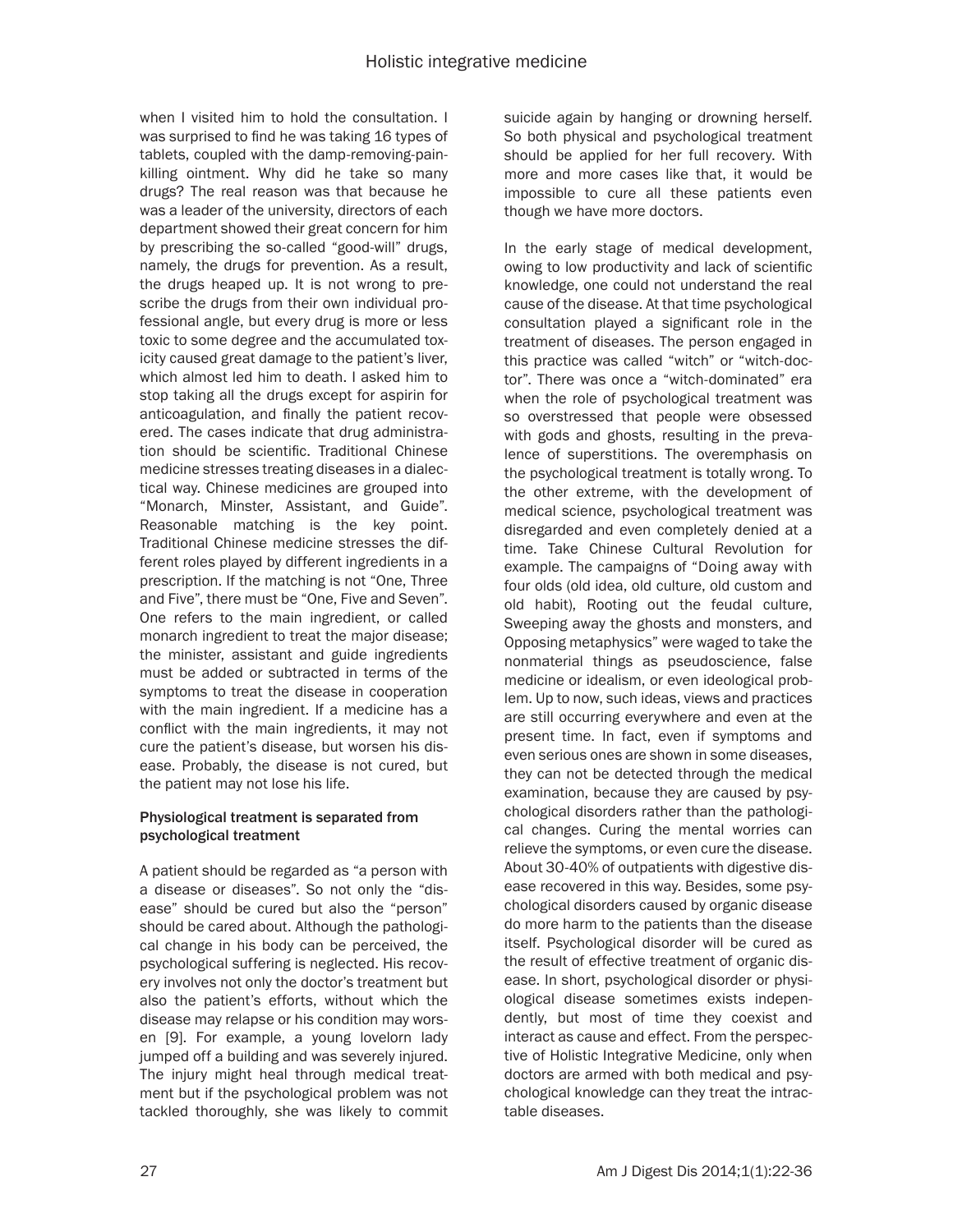when I visited him to hold the consultation. I was surprised to find he was taking 16 types of tablets, coupled with the damp-removing-pain-killing ointment. Why did he take so many drugs? The real reason was that because he was a leader of the university, directors of each department showed their great concern for him by prescribing the so-called "good-will" drugs, namely, the drugs for prevention. As a result, the drugs heaped up. It is not wrong to prescribe the drugs from their own individual professional angle, but every drug is more or less toxic to some degree and the accumulated toxicity caused great damage to the patient's liver, which almost led him to death. I asked him to stop taking all the drugs except for aspirin for anticoagulation, and finally the patient recovered. The cases indicate that drug administration should be scientific. Traditional Chinese medicine stresses treating diseases in a dialectical way. Chinese medicines are grouped into "Monarch, Minster, Assistant, and Guide". Reasonable matching is the key point. Traditional Chinese medicine stresses the different roles played by different ingredients in a prescription. If the matching is not "One, Three and Five", there must be "One, Five and Seven". One refers to the main ingredient, or called monarch ingredient to treat the major disease; the minister, assistant and guide ingredients must be added or subtracted in terms of the symptoms to treat the disease in cooperation with the main ingredient. If a medicine has a conflict with the main ingredients, it may not cure the patient's disease, but worsen his disease. Probably, the disease is not cured, but the patient may not lose his life.

### Physiological treatment is separated from psychological treatment

A patient should be regarded as "a person with a disease or diseases". So not only the "disease" should be cured but also the "person" should be cared about. Although the pathological change in his body can be perceived, the psychological suffering is neglected. His recovery involves not only the doctor's treatment but also the patient's efforts, without which the disease may relapse or his condition may worsen [9]. For example, a young lovelorn lady jumped off a building and was severely injured. The injury might heal through medical treatment but if the psychological problem was not tackled thoroughly, she was likely to commit suicide again by hanging or drowning herself. So both physical and psychological treatment should be applied for her full recovery. With more and more cases like that, it would be impossible to cure all these patients even though we have more doctors.

In the early stage of medical development, owing to low productivity and lack of scientific knowledge, one could not understand the real cause of the disease. At that time psychological consultation played a significant role in the treatment of diseases. The person engaged in this practice was called "witch" or "witch-doctor". There was once a "witch-dominated" era when the role of psychological treatment was so overstressed that people were obsessed with gods and ghosts, resulting in the prevalence of superstitions. The overemphasis on the psychological treatment is totally wrong. To the other extreme, with the development of medical science, psychological treatment was disregarded and even completely denied at a time. Take Chinese Cultural Revolution for example. The campaigns of "Doing away with four olds (old idea, old culture, old custom and old habit), Rooting out the feudal culture, Sweeping away the ghosts and monsters, and Opposing metaphysics" were waged to take the nonmaterial things as pseudoscience, false medicine or idealism, or even ideological problem. Up to now, such ideas, views and practices are still occurring everywhere and even at the present time. In fact, even if symptoms and even serious ones are shown in some diseases, they can not be detected through the medical examination, because they are caused by psychological disorders rather than the pathological changes. Curing the mental worries can relieve the symptoms, or even cure the disease. About 30-40% of outpatients with digestive disease recovered in this way. Besides, some psychological disorders caused by organic disease do more harm to the patients than the disease itself. Psychological disorder will be cured as the result of effective treatment of organic disease. In short, psychological disorder or physiological disease sometimes exists independently, but most of time they coexist and interact as cause and effect. From the perspective of Holistic Integrative Medicine, only when doctors are armed with both medical and psychological knowledge can they treat the intractable diseases.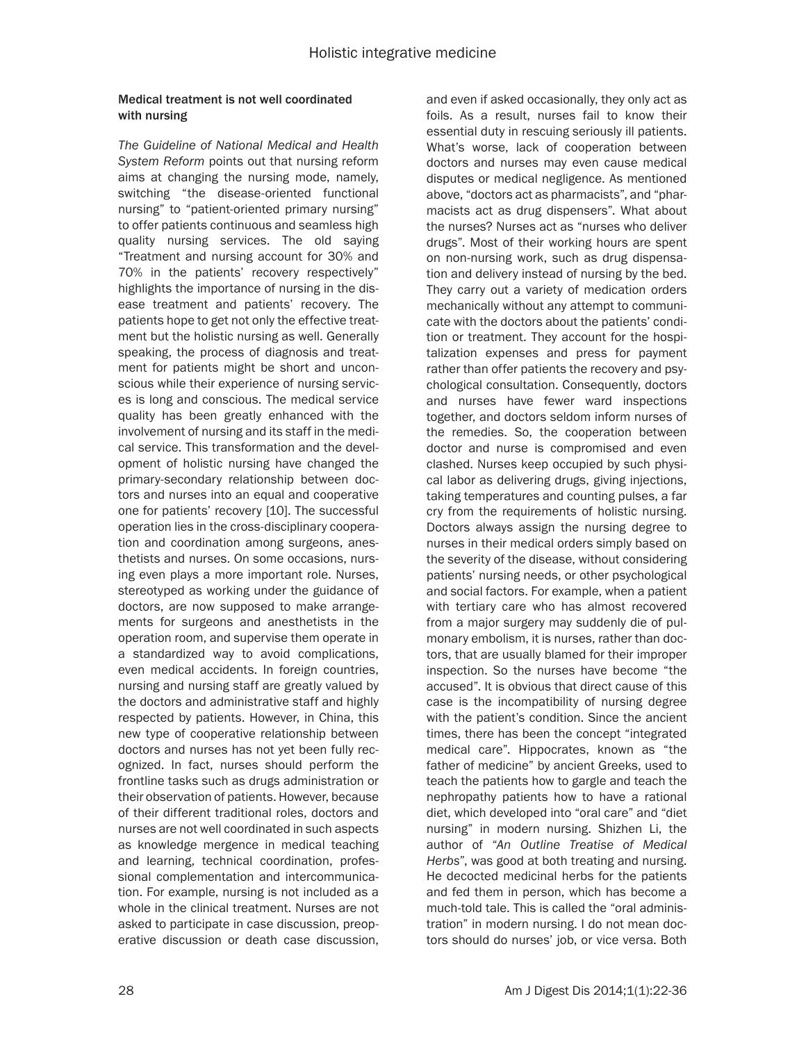### Medical treatment is not well coordinated with nursing

*The Guideline of National Medical and Health System Reform* points out that nursing reform aims at changing the nursing mode, namely, switching "the disease-oriented functional nursing" to "patient-oriented primary nursing" to offer patients continuous and seamless high quality nursing services. The old saying "Treatment and nursing account for 30% and 70% in the patients' recovery respectively" highlights the importance of nursing in the disease treatment and patients' recovery. The patients hope to get not only the effective treatment but the holistic nursing as well. Generally speaking, the process of diagnosis and treatment for patients might be short and unconscious while their experience of nursing services is long and conscious. The medical service quality has been greatly enhanced with the involvement of nursing and its staff in the medical service. This transformation and the development of holistic nursing have changed the primary-secondary relationship between doctors and nurses into an equal and cooperative one for patients' recovery [10]. The successful operation lies in the cross-disciplinary cooperation and coordination among surgeons, anesthetists and nurses. On some occasions, nursing even plays a more important role. Nurses, stereotyped as working under the guidance of doctors, are now supposed to make arrangements for surgeons and anesthetists in the operation room, and supervise them operate in a standardized way to avoid complications, even medical accidents. In foreign countries, nursing and nursing staff are greatly valued by the doctors and administrative staff and highly respected by patients. However, in China, this new type of cooperative relationship between doctors and nurses has not yet been fully recognized. In fact, nurses should perform the frontline tasks such as drugs administration or their observation of patients. However, because of their different traditional roles, doctors and nurses are not well coordinated in such aspects as knowledge mergence in medical teaching and learning, technical coordination, professional complementation and intercommunication. For example, nursing is not included as a whole in the clinical treatment. Nurses are not asked to participate in case discussion, preoperative discussion or death case discussion, and even if asked occasionally, they only act as foils. As a result, nurses fail to know their essential duty in rescuing seriously ill patients. What's worse, lack of cooperation between doctors and nurses may even cause medical disputes or medical negligence. As mentioned above, "doctors act as pharmacists", and "pharmacists act as drug dispensers". What about the nurses? Nurses act as "nurses who deliver drugs". Most of their working hours are spent on non-nursing work, such as drug dispensation and delivery instead of nursing by the bed. They carry out a variety of medication orders mechanically without any attempt to communicate with the doctors about the patients' condition or treatment. They account for the hospitalization expenses and press for payment rather than offer patients the recovery and psychological consultation. Consequently, doctors and nurses have fewer ward inspections together, and doctors seldom inform nurses of the remedies. So, the cooperation between doctor and nurse is compromised and even clashed. Nurses keep occupied by such physical labor as delivering drugs, giving injections, taking temperatures and counting pulses, a far cry from the requirements of holistic nursing. Doctors always assign the nursing degree to nurses in their medical orders simply based on the severity of the disease, without considering patients' nursing needs, or other psychological and social factors. For example, when a patient with tertiary care who has almost recovered from a major surgery may suddenly die of pulmonary embolism, it is nurses, rather than doctors, that are usually blamed for their improper inspection. So the nurses have become "the accused". It is obvious that direct cause of this case is the incompatibility of nursing degree with the patient's condition. Since the ancient times, there has been the concept "integrated medical care". Hippocrates, known as "the father of medicine" by ancient Greeks, used to teach the patients how to gargle and teach the nephropathy patients how to have a rational diet, which developed into "oral care" and "diet nursing" in modern nursing. Shizhen Li, the author of "*An Outline Treatise of Medical Herbs*", was good at both treating and nursing. He decocted medicinal herbs for the patients and fed them in person, which has become a much-told tale. This is called the "oral administration" in modern nursing. I do not mean doctors should do nurses' job, or vice versa. Both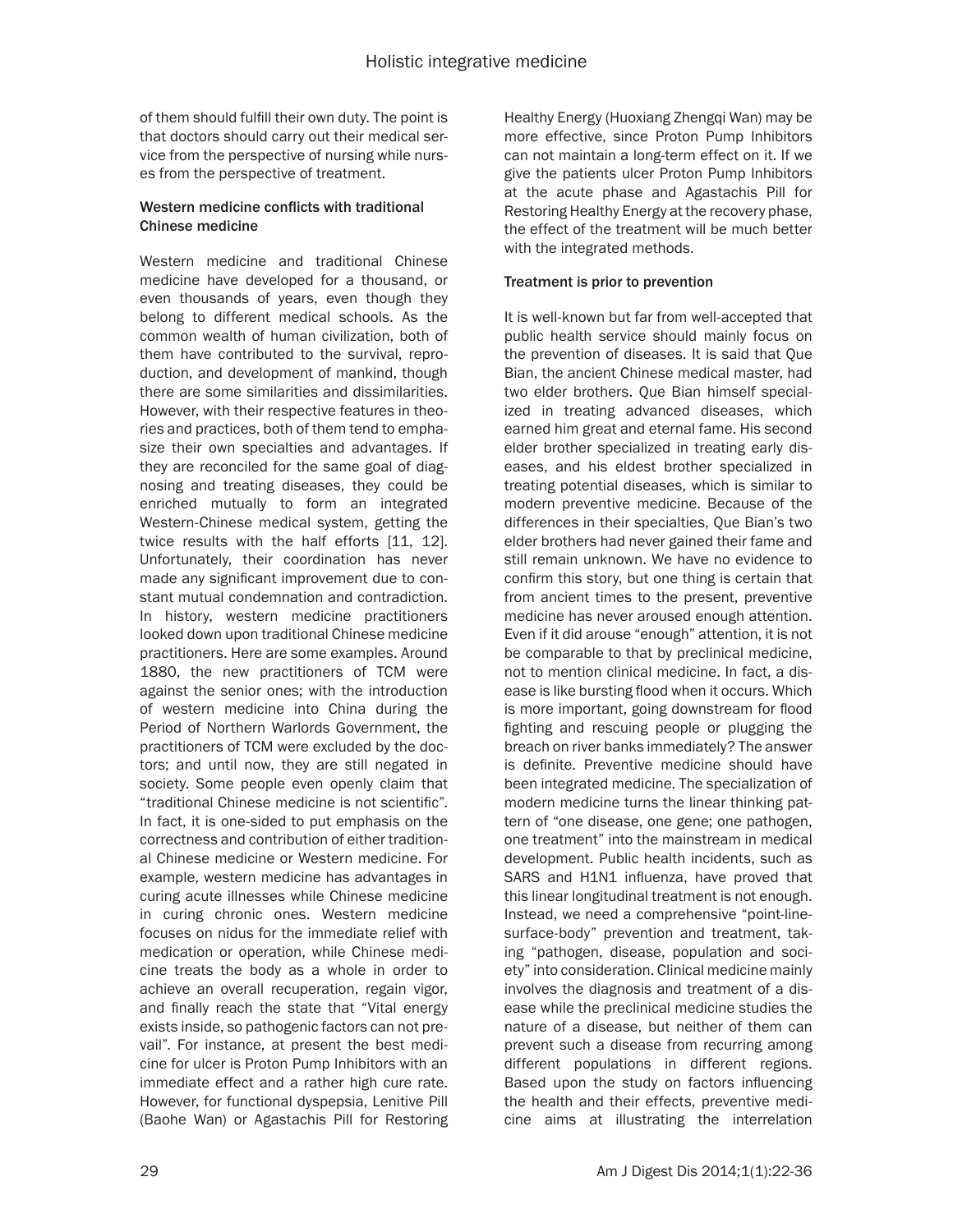of them should fulfill their own duty. The point is that doctors should carry out their medical service from the perspective of nursing while nurses from the perspective of treatment.

### Western medicine conflicts with traditional Chinese medicine

Western medicine and traditional Chinese medicine have developed for a thousand, or even thousands of years, even though they belong to different medical schools. As the common wealth of human civilization, both of them have contributed to the survival, reproduction, and development of mankind, though there are some similarities and dissimilarities. However, with their respective features in theories and practices, both of them tend to emphasize their own specialties and advantages. If they are reconciled for the same goal of diagnosing and treating diseases, they could be enriched mutually to form an integrated Western-Chinese medical system, getting the twice results with the half efforts [11, 12]. Unfortunately, their coordination has never made any significant improvement due to constant mutual condemnation and contradiction. In history, western medicine practitioners looked down upon traditional Chinese medicine practitioners. Here are some examples. Around 1880, the new practitioners of TCM were against the senior ones; with the introduction of western medicine into China during the Period of Northern Warlords Government, the practitioners of TCM were excluded by the doctors; and until now, they are still negated in society. Some people even openly claim that "traditional Chinese medicine is not scientific". In fact, it is one-sided to put emphasis on the correctness and contribution of either traditional Chinese medicine or Western medicine. For example, western medicine has advantages in curing acute illnesses while Chinese medicine in curing chronic ones. Western medicine focuses on nidus for the immediate relief with medication or operation, while Chinese medicine treats the body as a whole in order to achieve an overall recuperation, regain vigor, and finally reach the state that "Vital energy exists inside, so pathogenic factors can not prevail". For instance, at present the best medicine for ulcer is Proton Pump Inhibitors with an immediate effect and a rather high cure rate. However, for functional dyspepsia, Lenitive Pill (Baohe Wan) or Agastachis Pill for Restoring Healthy Energy (Huoxiang Zhengqi Wan) may be more effective, since Proton Pump Inhibitors can not maintain a long-term effect on it. If we give the patients ulcer Proton Pump Inhibitors at the acute phase and Agastachis Pill for Restoring Healthy Energy at the recovery phase, the effect of the treatment will be much better with the integrated methods.

### Treatment is prior to prevention

It is well-known but far from well-accepted that public health service should mainly focus on the prevention of diseases. It is said that Que Bian, the ancient Chinese medical master, had two elder brothers. Que Bian himself specialized in treating advanced diseases, which earned him great and eternal fame. His second elder brother specialized in treating early diseases, and his eldest brother specialized in treating potential diseases, which is similar to modern preventive medicine. Because of the differences in their specialties, Que Bian's two elder brothers had never gained their fame and still remain unknown. We have no evidence to confirm this story, but one thing is certain that from ancient times to the present, preventive medicine has never aroused enough attention. Even if it did arouse "enough" attention, it is not be comparable to that by preclinical medicine, not to mention clinical medicine. In fact, a disease is like bursting flood when it occurs. Which is more important, going downstream for flood fighting and rescuing people or plugging the breach on river banks immediately? The answer is definite. Preventive medicine should have been integrated medicine. The specialization of modern medicine turns the linear thinking pattern of "one disease, one gene; one pathogen, one treatment" into the mainstream in medical development. Public health incidents, such as SARS and H1N1 influenza, have proved that this linear longitudinal treatment is not enough. Instead, we need a comprehensive "point-line-surface-body" prevention and treatment, taking "pathogen, disease, population and society" into consideration. Clinical medicine mainly involves the diagnosis and treatment of a disease while the preclinical medicine studies the nature of a disease, but neither of them can prevent such a disease from recurring among different populations in different regions. Based upon the study on factors influencing the health and their effects, preventive medicine aims at illustrating the interrelation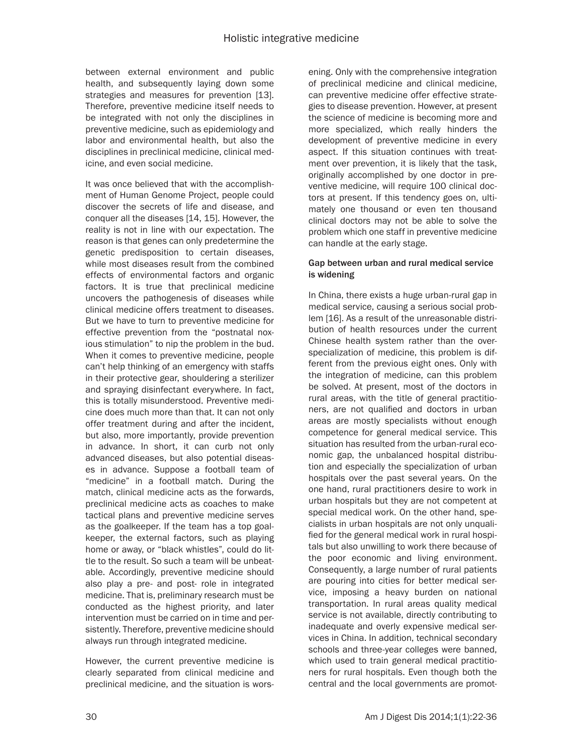between external environment and public health, and subsequently laying down some strategies and measures for prevention [13]. Therefore, preventive medicine itself needs to be integrated with not only the disciplines in preventive medicine, such as epidemiology and labor and environmental health, but also the disciplines in preclinical medicine, clinical medicine, and even social medicine.

It was once believed that with the accomplishment of Human Genome Project, people could discover the secrets of life and disease, and conquer all the diseases [14, 15]. However, the reality is not in line with our expectation. The reason is that genes can only predetermine the genetic predisposition to certain diseases, while most diseases result from the combined effects of environmental factors and organic factors. It is true that preclinical medicine uncovers the pathogenesis of diseases while clinical medicine offers treatment to diseases. But we have to turn to preventive medicine for effective prevention from the "postnatal noxious stimulation" to nip the problem in the bud. When it comes to preventive medicine, people can't help thinking of an emergency with staffs in their protective gear, shouldering a sterilizer and spraying disinfectant everywhere. In fact, this is totally misunderstood. Preventive medicine does much more than that. It can not only offer treatment during and after the incident, but also, more importantly, provide prevention in advance. In short, it can curb not only advanced diseases, but also potential diseases in advance. Suppose a football team of "medicine" in a football match. During the match, clinical medicine acts as the forwards, preclinical medicine acts as coaches to make tactical plans and preventive medicine serves as the goalkeeper. If the team has a top goalkeeper, the external factors, such as playing home or away, or "black whistles", could do little to the result. So such a team will be unbeatable. Accordingly, preventive medicine should also play a pre- and post- role in integrated medicine. That is, preliminary research must be conducted as the highest priority, and later intervention must be carried on in time and persistently. Therefore, preventive medicine should always run through integrated medicine.

However, the current preventive medicine is clearly separated from clinical medicine and preclinical medicine, and the situation is worsening. Only with the comprehensive integration of preclinical medicine and clinical medicine, can preventive medicine offer effective strategies to disease prevention. However, at present the science of medicine is becoming more and more specialized, which really hinders the development of preventive medicine in every aspect. If this situation continues with treatment over prevention, it is likely that the task, originally accomplished by one doctor in preventive medicine, will require 100 clinical doctors at present. If this tendency goes on, ultimately one thousand or even ten thousand clinical doctors may not be able to solve the problem which one staff in preventive medicine can handle at the early stage.

#### Gap between urban and rural medical service is widening

In China, there exists a huge urban-rural gap in medical service, causing a serious social problem [16]. As a result of the unreasonable distribution of health resources under the current Chinese health system rather than the overspecialization of medicine, this problem is different from the previous eight ones. Only with the integration of medicine, can this problem be solved. At present, most of the doctors in rural areas, with the title of general practitioners, are not qualified and doctors in urban areas are mostly specialists without enough competence for general medical service. This situation has resulted from the urban-rural economic gap, the unbalanced hospital distribution and especially the specialization of urban hospitals over the past several years. On the one hand, rural practitioners desire to work in urban hospitals but they are not competent at special medical work. On the other hand, specialists in urban hospitals are not only unqualified for the general medical work in rural hospitals but also unwilling to work there because of the poor economic and living environment. Consequently, a large number of rural patients are pouring into cities for better medical service, imposing a heavy burden on national transportation. In rural areas quality medical service is not available, directly contributing to inadequate and overly expensive medical services in China. In addition, technical secondary schools and three-year colleges were banned, which used to train general medical practitioners for rural hospitals. Even though both the central and the local governments are promot-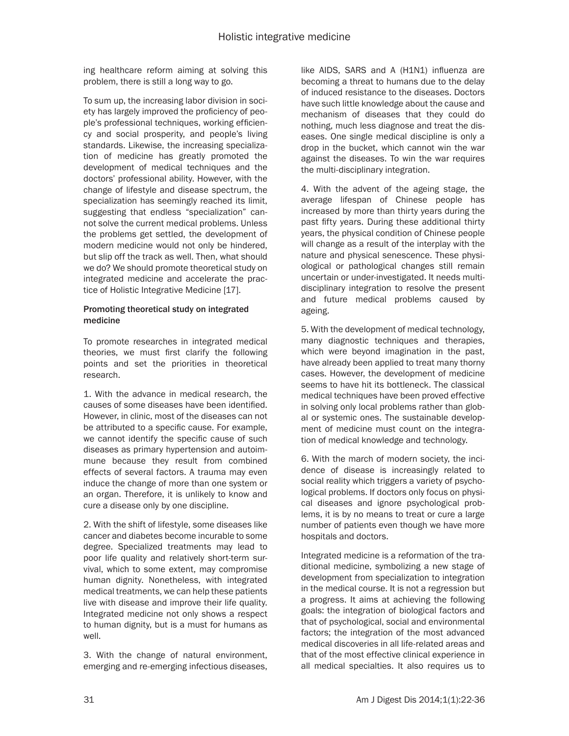ing healthcare reform aiming at solving this problem, there is still a long way to go.

To sum up, the increasing labor division in society has largely improved the proficiency of people's professional techniques, working efficiency and social prosperity, and people's living standards. Likewise, the increasing specialization of medicine has greatly promoted the development of medical techniques and the doctors' professional ability. However, with the change of lifestyle and disease spectrum, the specialization has seemingly reached its limit, suggesting that endless "specialization" cannot solve the current medical problems. Unless the problems get settled, the development of modern medicine would not only be hindered, but slip off the track as well. Then, what should we do? We should promote theoretical study on integrated medicine and accelerate the practice of Holistic Integrative Medicine [17].

## Promoting theoretical study on integrated medicine

To promote researches in integrated medical theories, we must first clarify the following points and set the priorities in theoretical research.

1. With the advance in medical research, the causes of some diseases have been identified. However, in clinic, most of the diseases can not be attributed to a specific cause. For example, we cannot identify the specific cause of such diseases as primary hypertension and autoimmune because they result from combined effects of several factors. A trauma may even induce the change of more than one system or an organ. Therefore, it is unlikely to know and cure a disease only by one discipline.

2. With the shift of lifestyle, some diseases like cancer and diabetes become incurable to some degree. Specialized treatments may lead to poor life quality and relatively short-term survival, which to some extent, may compromise human dignity. Nonetheless, with integrated medical treatments, we can help these patients live with disease and improve their life quality. Integrated medicine not only shows a respect to human dignity, but is a must for humans as well.

3. With the change of natural environment, emerging and re-emerging infectious diseases, like AIDS, SARS and A (H1N1) influenza are becoming a threat to humans due to the delay of induced resistance to the diseases. Doctors have such little knowledge about the cause and mechanism of diseases that they could do nothing, much less diagnose and treat the diseases. One single medical discipline is only a drop in the bucket, which cannot win the war against the diseases. To win the war requires the multi-disciplinary integration.

4. With the advent of the ageing stage, the average lifespan of Chinese people has increased by more than thirty years during the past fifty years. During these additional thirty years, the physical condition of Chinese people will change as a result of the interplay with the nature and physical senescence. These physiological or pathological changes still remain uncertain or under-investigated. It needs multi-disciplinary integration to resolve the present and future medical problems caused by ageing.

5. With the development of medical technology, many diagnostic techniques and therapies, which were beyond imagination in the past, have already been applied to treat many thorny cases. However, the development of medicine seems to have hit its bottleneck. The classical medical techniques have been proved effective in solving only local problems rather than global or systemic ones. The sustainable development of medicine must count on the integration of medical knowledge and technology.

6. With the march of modern society, the incidence of disease is increasingly related to social reality which triggers a variety of psychological problems. If doctors only focus on physical diseases and ignore psychological problems, it is by no means to treat or cure a large number of patients even though we have more hospitals and doctors.

Integrated medicine is a reformation of the traditional medicine, symbolizing a new stage of development from specialization to integration in the medical course. It is not a regression but a progress. It aims at achieving the following goals: the integration of biological factors and that of psychological, social and environmental factors; the integration of the most advanced medical discoveries in all life-related areas and that of the most effective clinical experience in all medical specialties. It also requires us to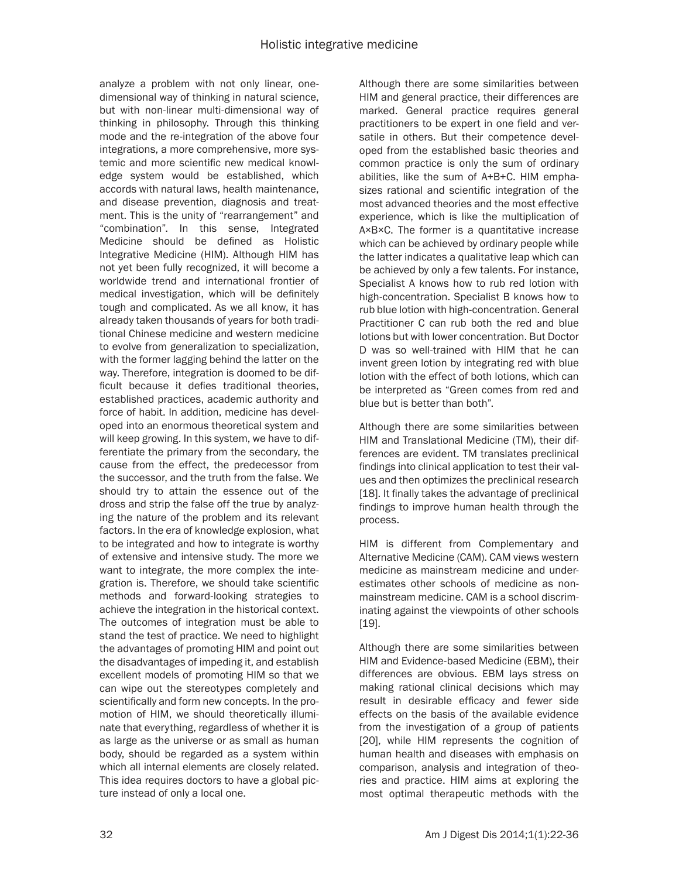analyze a problem with not only linear, one-dimensional way of thinking in natural science, but with non-linear multi-dimensional way of thinking in philosophy. Through this thinking mode and the re-integration of the above four integrations, a more comprehensive, more systemic and more scientific new medical knowledge system would be established, which accords with natural laws, health maintenance, and disease prevention, diagnosis and treatment. This is the unity of "rearrangement" and "combination". In this sense, Integrated Medicine should be defined as Holistic Integrative Medicine (HIM). Although HIM has not yet been fully recognized, it will become a worldwide trend and international frontier of medical investigation, which will be definitely tough and complicated. As we all know, it has already taken thousands of years for both traditional Chinese medicine and western medicine to evolve from generalization to specialization, with the former lagging behind the latter on the way. Therefore, integration is doomed to be difficult because it defies traditional theories, established practices, academic authority and force of habit. In addition, medicine has developed into an enormous theoretical system and will keep growing. In this system, we have to differentiate the primary from the secondary, the cause from the effect, the predecessor from the successor, and the truth from the false. We should try to attain the essence out of the dross and strip the false off the true by analyzing the nature of the problem and its relevant factors. In the era of knowledge explosion, what to be integrated and how to integrate is worthy of extensive and intensive study. The more we want to integrate, the more complex the integration is. Therefore, we should take scientific methods and forward-looking strategies to achieve the integration in the historical context. The outcomes of integration must be able to stand the test of practice. We need to highlight the advantages of promoting HIM and point out the disadvantages of impeding it, and establish excellent models of promoting HIM so that we can wipe out the stereotypes completely and scientifically and form new concepts. In the promotion of HIM, we should theoretically illuminate that everything, regardless of whether it is as large as the universe or as small as human body, should be regarded as a system within which all internal elements are closely related. This idea requires doctors to have a global picture instead of only a local one.

Although there are some similarities between HIM and general practice, their differences are marked. General practice requires general practitioners to be expert in one field and versatile in others. But their competence developed from the established basic theories and common practice is only the sum of ordinary abilities, like the sum of A+B+C. HIM emphasizes rational and scientific integration of the most advanced theories and the most effective experience, which is like the multiplication of A×B×C. The former is a quantitative increase which can be achieved by ordinary people while the latter indicates a qualitative leap which can be achieved by only a few talents. For instance, Specialist A knows how to rub red lotion with high-concentration. Specialist B knows how to rub blue lotion with high-concentration. General Practitioner C can rub both the red and blue lotions but with lower concentration. But Doctor D was so well-trained with HIM that he can invent green lotion by integrating red with blue lotion with the effect of both lotions, which can be interpreted as "Green comes from red and blue but is better than both".

Although there are some similarities between HIM and Translational Medicine (TM), their differences are evident. TM translates preclinical findings into clinical application to test their values and then optimizes the preclinical research [18]. It finally takes the advantage of preclinical findings to improve human health through the process.

HIM is different from Complementary and Alternative Medicine (CAM). CAM views western medicine as mainstream medicine and underestimates other schools of medicine as non-mainstream medicine. CAM is a school discriminating against the viewpoints of other schools [19].

Although there are some similarities between HIM and Evidence-based Medicine (EBM), their differences are obvious. EBM lays stress on making rational clinical decisions which may result in desirable efficacy and fewer side effects on the basis of the available evidence from the investigation of a group of patients [20], while HIM represents the cognition of human health and diseases with emphasis on comparison, analysis and integration of theories and practice. HIM aims at exploring the most optimal therapeutic methods with the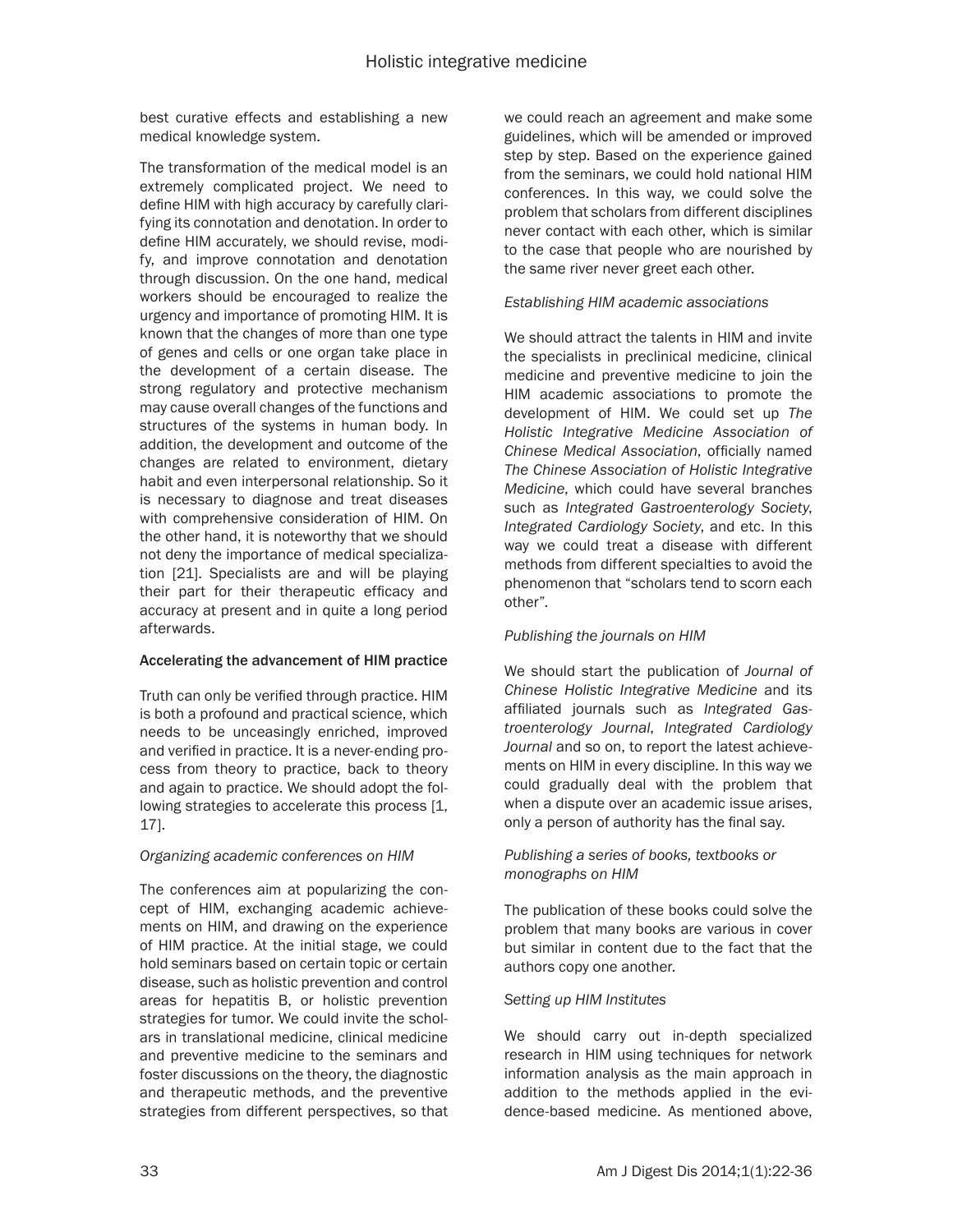best curative effects and establishing a new medical knowledge system.

The transformation of the medical model is an extremely complicated project. We need to define HIM with high accuracy by carefully clarifying its connotation and denotation. In order to define HIM accurately, we should revise, modify, and improve connotation and denotation through discussion. On the one hand, medical workers should be encouraged to realize the urgency and importance of promoting HIM. It is known that the changes of more than one type of genes and cells or one organ take place in the development of a certain disease. The strong regulatory and protective mechanism may cause overall changes of the functions and structures of the systems in human body. In addition, the development and outcome of the changes are related to environment, dietary habit and even interpersonal relationship. So it is necessary to diagnose and treat diseases with comprehensive consideration of HIM. On the other hand, it is noteworthy that we should not deny the importance of medical specialization [21]. Specialists are and will be playing their part for their therapeutic efficacy and accuracy at present and in quite a long period afterwards.

#### Accelerating the advancement of HIM practice

Truth can only be verified through practice. HIM is both a profound and practical science, which needs to be unceasingly enriched, improved and verified in practice. It is a never-ending process from theory to practice, back to theory and again to practice. We should adopt the following strategies to accelerate this process [1, 17].

*Organizing academic conferences on HIM*

The conferences aim at popularizing the concept of HIM, exchanging academic achievements on HIM, and drawing on the experience of HIM practice. At the initial stage, we could hold seminars based on certain topic or certain disease, such as holistic prevention and control areas for hepatitis B, or holistic prevention strategies for tumor. We could invite the scholars in translational medicine, clinical medicine and preventive medicine to the seminars and foster discussions on the theory, the diagnostic and therapeutic methods, and the preventive strategies from different perspectives, so that we could reach an agreement and make some guidelines, which will be amended or improved step by step. Based on the experience gained from the seminars, we could hold national HIM conferences. In this way, we could solve the problem that scholars from different disciplines never contact with each other, which is similar to the case that people who are nourished by the same river never greet each other.

*Establishing HIM academic associations*

We should attract the talents in HIM and invite the specialists in preclinical medicine, clinical medicine and preventive medicine to join the HIM academic associations to promote the development of HIM. We could set up *The Holistic Integrative Medicine Association of Chinese Medical Association*, officially named *The Chinese Association of Holistic Integrative Medicine*, which could have several branches such as *Integrated Gastroenterology Society*, *Integrated Cardiology Society*, and etc. In this way we could treat a disease with different methods from different specialties to avoid the phenomenon that "scholars tend to scorn each other".

*Publishing the journals on HIM*

We should start the publication of *Journal of Chinese Holistic Integrative Medicine* and its affiliated journals such as *Integrated Gastroenterology Journal*, *Integrated Cardiology Journal* and so on, to report the latest achievements on HIM in every discipline. In this way we could gradually deal with the problem that when a dispute over an academic issue arises, only a person of authority has the final say.

*Publishing a series of books, textbooks or monographs on HIM*

The publication of these books could solve the problem that many books are various in cover but similar in content due to the fact that the authors copy one another.

*Setting up HIM Institutes*

We should carry out in-depth specialized research in HIM using techniques for network information analysis as the main approach in addition to the methods applied in the evidence-based medicine. As mentioned above,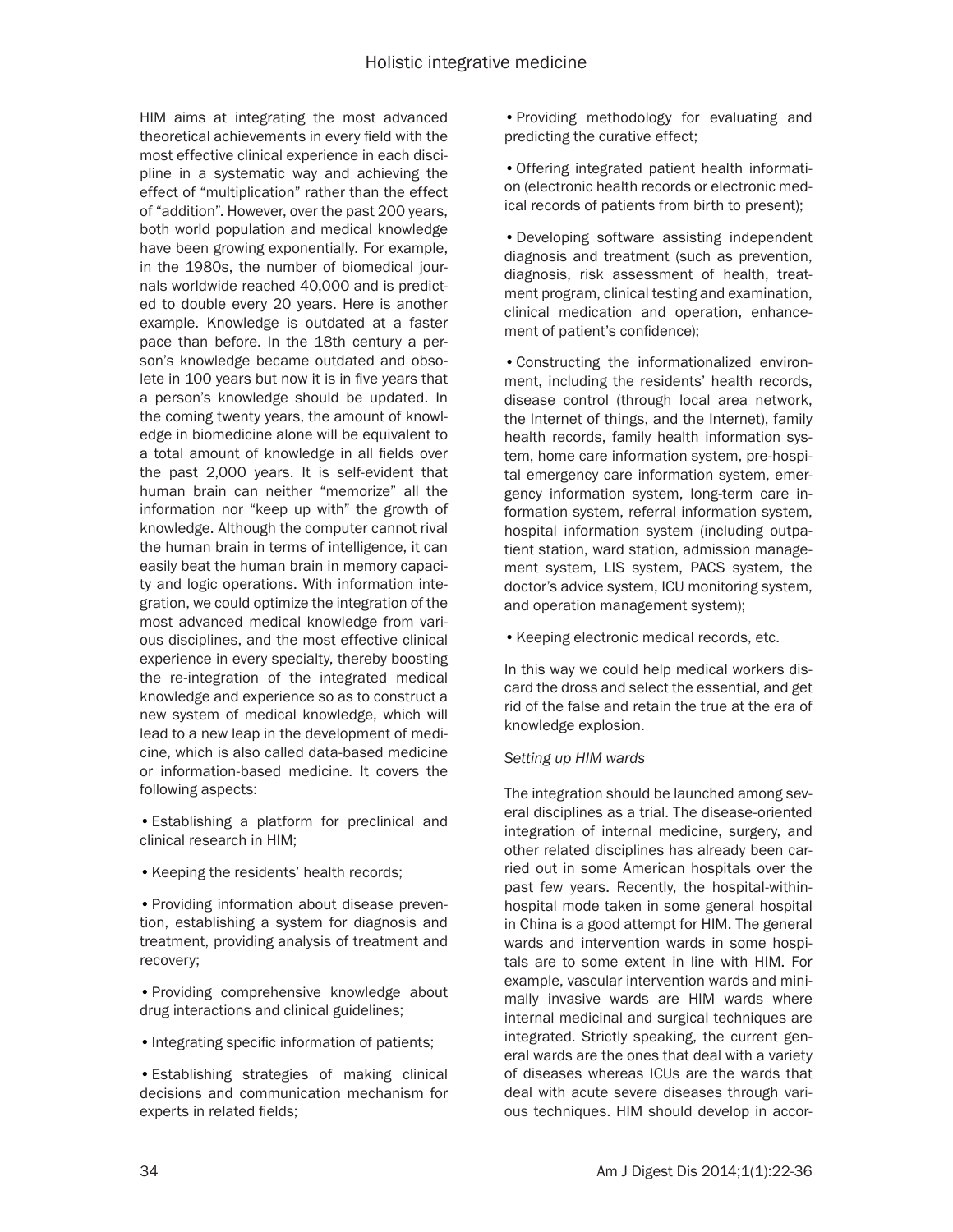HIM aims at integrating the most advanced theoretical achievements in every field with the most effective clinical experience in each discipline in a systematic way and achieving the effect of "multiplication" rather than the effect of "addition". However, over the past 200 years, both world population and medical knowledge have been growing exponentially. For example, in the 1980s, the number of biomedical journals worldwide reached 40,000 and is predicted to double every 20 years. Here is another example. Knowledge is outdated at a faster pace than before. In the 18th century a person's knowledge became outdated and obsolete in 100 years but now it is in five years that a person's knowledge should be updated. In the coming twenty years, the amount of knowledge in biomedicine alone will be equivalent to a total amount of knowledge in all fields over the past 2,000 years. It is self-evident that human brain can neither "memorize" all the information nor "keep up with" the growth of knowledge. Although the computer cannot rival the human brain in terms of intelligence, it can easily beat the human brain in memory capacity and logic operations. With information integration, we could optimize the integration of the most advanced medical knowledge from various disciplines, and the most effective clinical experience in every specialty, thereby boosting the re-integration of the integrated medical knowledge and experience so as to construct a new system of medical knowledge, which will lead to a new leap in the development of medicine, which is also called data-based medicine or information-based medicine. It covers the following aspects:

- Establishing a platform for preclinical and clinical research in HIM;
- Keeping the residents' health records;
- Providing information about disease prevention, establishing a system for diagnosis and treatment, providing analysis of treatment and recovery;
- Providing comprehensive knowledge about drug interactions and clinical guidelines;
- Integrating specific information of patients;
- Establishing strategies of making clinical decisions and communication mechanism for experts in related fields;
- Providing methodology for evaluating and predicting the curative effect;
- Offering integrated patient health information (electronic health records or electronic medical records of patients from birth to present);
- Developing software assisting independent diagnosis and treatment (such as prevention, diagnosis, risk assessment of health, treatment program, clinical testing and examination, clinical medication and operation, enhancement of patient's confidence);
- Constructing the informationalized environment, including the residents' health records, disease control (through local area network, the Internet of things, and the Internet), family health records, family health information system, home care information system, pre-hospital emergency care information system, emergency information system, long-term care information system, referral information system, hospital information system (including outpatient station, ward station, admission management system, LIS system, PACS system, the doctor's advice system, ICU monitoring system, and operation management system);
- Keeping electronic medical records, etc.

In this way we could help medical workers discard the dross and select the essential, and get rid of the false and retain the true at the era of knowledge explosion.

*Setting up HIM wards*

The integration should be launched among several disciplines as a trial. The disease-oriented integration of internal medicine, surgery, and other related disciplines has already been carried out in some American hospitals over the past few years. Recently, the hospital-within-hospital mode taken in some general hospital in China is a good attempt for HIM. The general wards and intervention wards in some hospitals are to some extent in line with HIM. For example, vascular intervention wards and minimally invasive wards are HIM wards where internal medicinal and surgical techniques are integrated. Strictly speaking, the current general wards are the ones that deal with a variety of diseases whereas ICUs are the wards that deal with acute severe diseases through various techniques. HIM should develop in accor-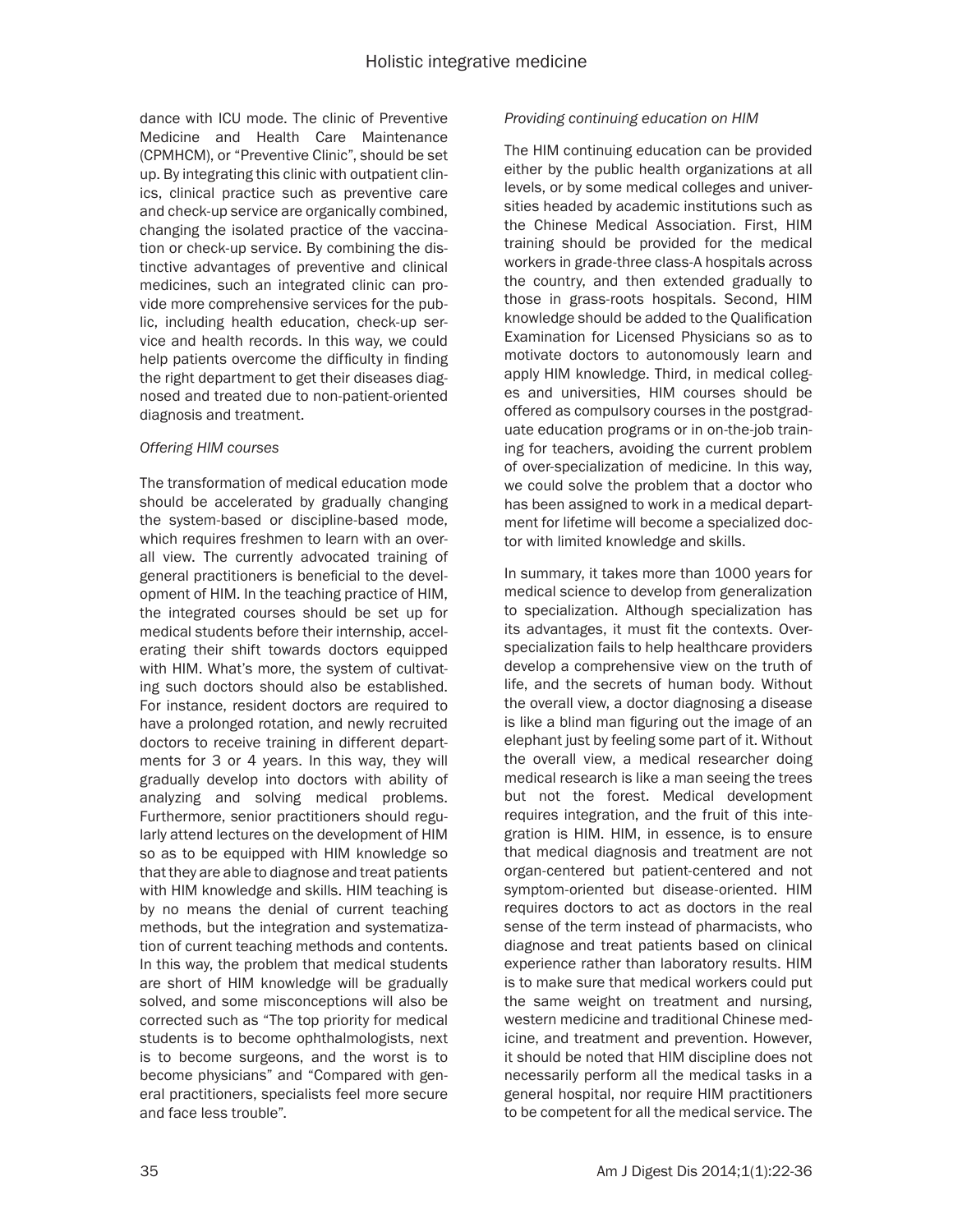dance with ICU mode. The clinic of Preventive Medicine and Health Care Maintenance (CPMHCM), or "Preventive Clinic", should be set up. By integrating this clinic with outpatient clinics, clinical practice such as preventive care and check-up service are organically combined, changing the isolated practice of the vaccination or check-up service. By combining the distinctive advantages of preventive and clinical medicines, such an integrated clinic can provide more comprehensive services for the public, including health education, check-up service and health records. In this way, we could help patients overcome the difficulty in finding the right department to get their diseases diagnosed and treated due to non-patient-oriented diagnosis and treatment.

*Offering HIM courses*

The transformation of medical education mode should be accelerated by gradually changing the system-based or discipline-based mode, which requires freshmen to learn with an overall view. The currently advocated training of general practitioners is beneficial to the development of HIM. In the teaching practice of HIM, the integrated courses should be set up for medical students before their internship, accelerating their shift towards doctors equipped with HIM. What's more, the system of cultivating such doctors should also be established. For instance, resident doctors are required to have a prolonged rotation, and newly recruited doctors to receive training in different departments for 3 or 4 years. In this way, they will gradually develop into doctors with ability of analyzing and solving medical problems. Furthermore, senior practitioners should regularly attend lectures on the development of HIM so as to be equipped with HIM knowledge so that they are able to diagnose and treat patients with HIM knowledge and skills. HIM teaching is by no means the denial of current teaching methods, but the integration and systematization of current teaching methods and contents. In this way, the problem that medical students are short of HIM knowledge will be gradually solved, and some misconceptions will also be corrected such as "The top priority for medical students is to become ophthalmologists, next is to become surgeons, and the worst is to become physicians" and "Compared with general practitioners, specialists feel more secure and face less trouble".

*Providing continuing education on HIM*

The HIM continuing education can be provided either by the public health organizations at all levels, or by some medical colleges and universities headed by academic institutions such as the Chinese Medical Association. First, HIM training should be provided for the medical workers in grade-three class-A hospitals across the country, and then extended gradually to those in grass-roots hospitals. Second, HIM knowledge should be added to the Qualification Examination for Licensed Physicians so as to motivate doctors to autonomously learn and apply HIM knowledge. Third, in medical colleges and universities, HIM courses should be offered as compulsory courses in the postgraduate education programs or in on-the-job training for teachers, avoiding the current problem of over-specialization of medicine. In this way, we could solve the problem that a doctor who has been assigned to work in a medical department for lifetime will become a specialized doctor with limited knowledge and skills.

In summary, it takes more than 1000 years for medical science to develop from generalization to specialization. Although specialization has its advantages, it must fit the contexts. Over-specialization fails to help healthcare providers develop a comprehensive view on the truth of life, and the secrets of human body. Without the overall view, a doctor diagnosing a disease is like a blind man figuring out the image of an elephant just by feeling some part of it. Without the overall view, a medical researcher doing medical research is like a man seeing the trees but not the forest. Medical development requires integration, and the fruit of this integration is HIM. HIM, in essence, is to ensure that medical diagnosis and treatment are not organ-centered but patient-centered and not symptom-oriented but disease-oriented. HIM requires doctors to act as doctors in the real sense of the term instead of pharmacists, who diagnose and treat patients based on clinical experience rather than laboratory results. HIM is to make sure that medical workers could put the same weight on treatment and nursing, western medicine and traditional Chinese medicine, and treatment and prevention. However, it should be noted that HIM discipline does not necessarily perform all the medical tasks in a general hospital, nor require HIM practitioners to be competent for all the medical service. The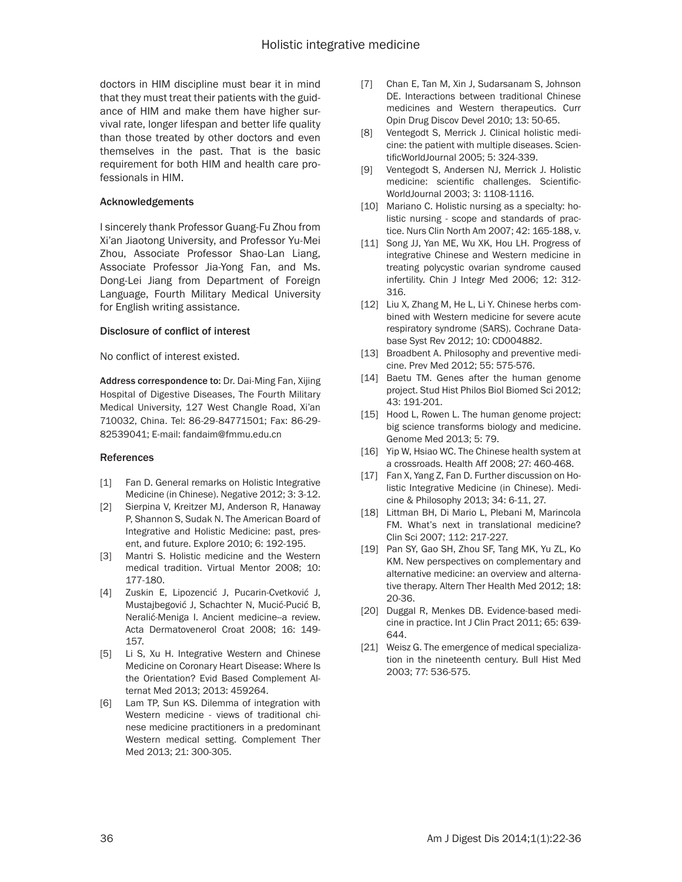doctors in HIM discipline must bear it in mind that they must treat their patients with the guidance of HIM and make them have higher survival rate, longer lifespan and better life quality than those treated by other doctors and even themselves in the past. That is the basic requirement for both HIM and health care professionals in HIM.

### Acknowledgements

I sincerely thank Professor Guang-Fu Zhou from Xi'an Jiaotong University, and Professor Yu-Mei Zhou, Associate Professor Shao-Lan Liang, Associate Professor Jia-Yong Fan, and Ms. Dong-Lei Jiang from Department of Foreign Language, Fourth Military Medical University for English writing assistance.

### Disclosure of conflict of interest

No conflict of interest existed.

**Address correspondence to:** Dr. Dai-Ming Fan, Xijing Hospital of Digestive Diseases, The Fourth Military Medical University, 127 West Changle Road, Xi'an 710032, China. Tel: 86-29-84771501; Fax: 86-29-82539041; E-mail: fandaim@fmmu.edu.cn

### References

[1] Fan D. General remarks on Holistic Integrative Medicine (in Chinese). Negative 2012; 3: 3-12.

[2] Sierpina V, Kreitzer MJ, Anderson R, Hanaway P, Shannon S, Sudak N. The American Board of Integrative and Holistic Medicine: past, present, and future. Explore 2010; 6: 192-195.

[3] Mantri S. Holistic medicine and the Western medical tradition. Virtual Mentor 2008; 10: 177-180.

[4] Zuskin E, Lipozencić J, Pucarin-Cvetković J, Mustajbegović J, Schachter N, Mucić-Pucić B, Neralić-Meniga I. Ancient medicine--a review. Acta Dermatovenerol Croat 2008; 16: 149-157.

[5] Li S, Xu H. Integrative Western and Chinese Medicine on Coronary Heart Disease: Where Is the Orientation? Evid Based Complement Alternat Med 2013; 2013: 459264.

[6] Lam TP, Sun KS. Dilemma of integration with Western medicine - views of traditional chinese medicine practitioners in a predominant Western medical setting. Complement Ther Med 2013; 21: 300-305.

[7] Chan E, Tan M, Xin J, Sudarsanam S, Johnson DE. Interactions between traditional Chinese medicines and Western therapeutics. Curr Opin Drug Discov Devel 2010; 13: 50-65.

[8] Ventegodt S, Merrick J. Clinical holistic medicine: the patient with multiple diseases. ScientificWorldJournal 2005; 5: 324-339.

[9] Ventegodt S, Andersen NJ, Merrick J. Holistic medicine: scientific challenges. ScientificWorldJournal 2003; 3: 1108-1116.

[10] Mariano C. Holistic nursing as a specialty: holistic nursing - scope and standards of practice. Nurs Clin North Am 2007; 42: 165-188, v.

[11] Song JJ, Yan ME, Wu XK, Hou LH. Progress of integrative Chinese and Western medicine in treating polycystic ovarian syndrome caused infertility. Chin J Integr Med 2006; 12: 312-316.

[12] Liu X, Zhang M, He L, Li Y. Chinese herbs combined with Western medicine for severe acute respiratory syndrome (SARS). Cochrane Database Syst Rev 2012; 10: CD004882.

[13] Broadbent A. Philosophy and preventive medicine. Prev Med 2012; 55: 575-576.

[14] Baetu TM. Genes after the human genome project. Stud Hist Philos Biol Biomed Sci 2012; 43: 191-201.

[15] Hood L, Rowen L. The human genome project: big science transforms biology and medicine. Genome Med 2013; 5: 79.

[16] Yip W, Hsiao WC. The Chinese health system at a crossroads. Health Aff 2008; 27: 460-468.

[17] Fan X, Yang Z, Fan D. Further discussion on Holistic Integrative Medicine (in Chinese). Medicine & Philosophy 2013; 34: 6-11, 27.

[18] Littman BH, Di Mario L, Plebani M, Marincola FM. What's next in translational medicine? Clin Sci 2007; 112: 217-227.

[19] Pan SY, Gao SH, Zhou SF, Tang MK, Yu ZL, Ko KM. New perspectives on complementary and alternative medicine: an overview and alternative therapy. Altern Ther Health Med 2012; 18: 20-36.

[20] Duggal R, Menkes DB. Evidence-based medicine in practice. Int J Clin Pract 2011; 65: 639-644.

[21] Weisz G. The emergence of medical specialization in the nineteenth century. Bull Hist Med 2003; 77: 536-575.